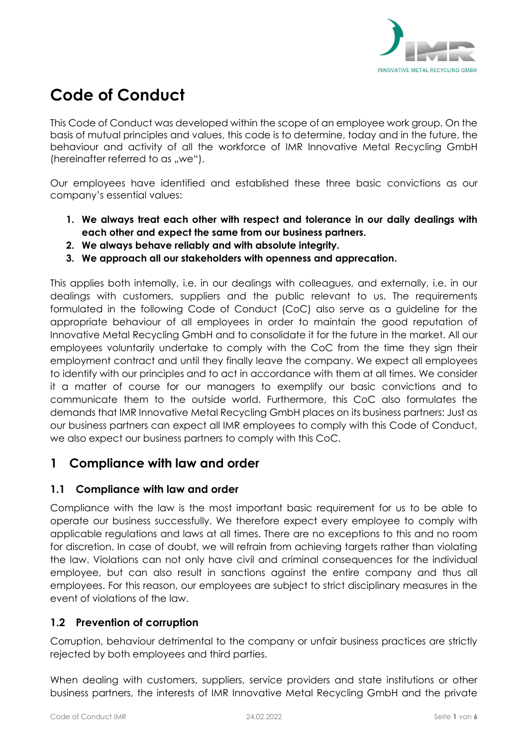# Code of Conduct

This Code of Conduct was developed within the scope of an employee work group. On the basis of mutual principles and values, this code is to determine, today and in the future, the behaviour and activity of all the workforce of IMR Innovative Metal Recycling GmbH (hereinafter referred to as „we").

Our employees have identified and established these three basic convictions as our company's essential values:

1. **We always treat each other with respect and tolerance in our daily dealings with each other and expect the same from our business partners.**
2. **We always behave reliably and with absolute integrity.**
3. **We approach all our stakeholders with openness and apprecation.**

This applies both internally, i.e. in our dealings with colleagues, and externally, i.e. in our dealings with customers, suppliers and the public relevant to us. The requirements formulated in the following Code of Conduct (CoC) also serve as a guideline for the appropriate behaviour of all employees in order to maintain the good reputation of Innovative Metal Recycling GmbH and to consolidate it for the future in the market. All our employees voluntarily undertake to comply with the CoC from the time they sign their employment contract and until they finally leave the company. We expect all employees to identify with our principles and to act in accordance with them at all times. We consider it a matter of course for our managers to exemplify our basic convictions and to communicate them to the outside world. Furthermore, this CoC also formulates the demands that IMR Innovative Metal Recycling GmbH places on its business partners: Just as our business partners can expect all IMR employees to comply with this Code of Conduct, we also expect our business partners to comply with this CoC.

## 1 Compliance with law and order

### 1.1 Compliance with law and order

Compliance with the law is the most important basic requirement for us to be able to operate our business successfully. We therefore expect every employee to comply with applicable regulations and laws at all times. There are no exceptions to this and no room for discretion. In case of doubt, we will refrain from achieving targets rather than violating the law. Violations can not only have civil and criminal consequences for the individual employee, but can also result in sanctions against the entire company and thus all employees. For this reason, our employees are subject to strict disciplinary measures in the event of violations of the law.

### 1.2 Prevention of corruption

Corruption, behaviour detrimental to the company or unfair business practices are strictly rejected by both employees and third parties.

When dealing with customers, suppliers, service providers and state institutions or other business partners, the interests of IMR Innovative Metal Recycling GmbH and the private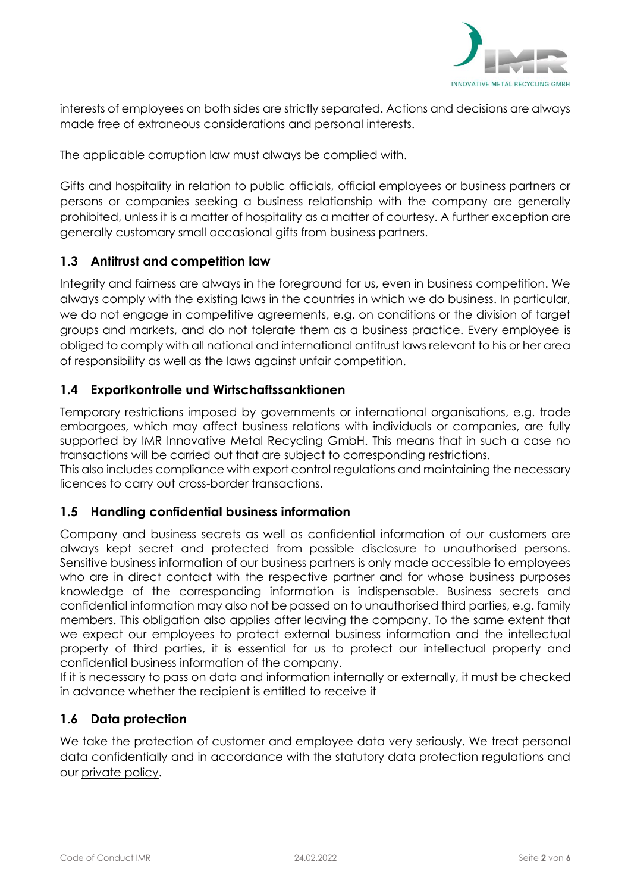interests of employees on both sides are strictly separated. Actions and decisions are always made free of extraneous considerations and personal interests.

The applicable corruption law must always be complied with.

Gifts and hospitality in relation to public officials, official employees or business partners or persons or companies seeking a business relationship with the company are generally prohibited, unless it is a matter of hospitality as a matter of courtesy. A further exception are generally customary small occasional gifts from business partners.

### 1.3 Antitrust and competition law

Integrity and fairness are always in the foreground for us, even in business competition. We always comply with the existing laws in the countries in which we do business. In particular, we do not engage in competitive agreements, e.g. on conditions or the division of target groups and markets, and do not tolerate them as a business practice. Every employee is obliged to comply with all national and international antitrust laws relevant to his or her area of responsibility as well as the laws against unfair competition.

### 1.4 Exportkontrolle und Wirtschaftssanktionen

Temporary restrictions imposed by governments or international organisations, e.g. trade embargoes, which may affect business relations with individuals or companies, are fully supported by IMR Innovative Metal Recycling GmbH. This means that in such a case no transactions will be carried out that are subject to corresponding restrictions.
This also includes compliance with export control regulations and maintaining the necessary licences to carry out cross-border transactions.

### 1.5 Handling confidential business information

Company and business secrets as well as confidential information of our customers are always kept secret and protected from possible disclosure to unauthorised persons. Sensitive business information of our business partners is only made accessible to employees who are in direct contact with the respective partner and for whose business purposes knowledge of the corresponding information is indispensable. Business secrets and confidential information may also not be passed on to unauthorised third parties, e.g. family members. This obligation also applies after leaving the company. To the same extent that we expect our employees to protect external business information and the intellectual property of third parties, it is essential for us to protect our intellectual property and confidential business information of the company.
If it is necessary to pass on data and information internally or externally, it must be checked in advance whether the recipient is entitled to receive it

### 1.6 Data protection

We take the protection of customer and employee data very seriously. We treat personal data confidentially and in accordance with the statutory data protection regulations and our private policy.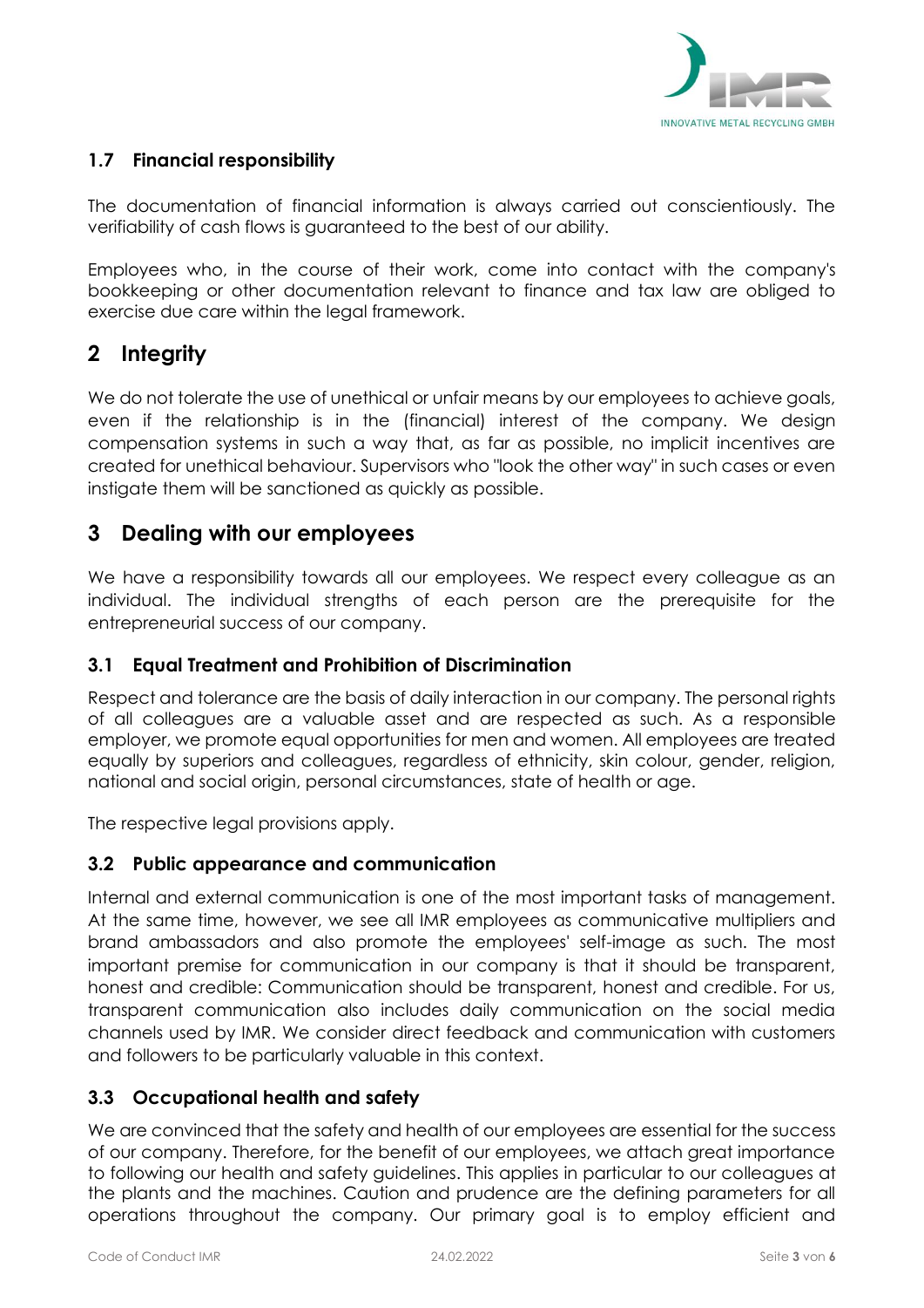### 1.7 Financial responsibility

The documentation of financial information is always carried out conscientiously. The verifiability of cash flows is guaranteed to the best of our ability.

Employees who, in the course of their work, come into contact with the company's bookkeeping or other documentation relevant to finance and tax law are obliged to exercise due care within the legal framework.

## 2 Integrity

We do not tolerate the use of unethical or unfair means by our employees to achieve goals, even if the relationship is in the (financial) interest of the company. We design compensation systems in such a way that, as far as possible, no implicit incentives are created for unethical behaviour. Supervisors who "look the other way" in such cases or even instigate them will be sanctioned as quickly as possible.

## 3 Dealing with our employees

We have a responsibility towards all our employees. We respect every colleague as an individual. The individual strengths of each person are the prerequisite for the entrepreneurial success of our company.

### 3.1 Equal Treatment and Prohibition of Discrimination

Respect and tolerance are the basis of daily interaction in our company. The personal rights of all colleagues are a valuable asset and are respected as such. As a responsible employer, we promote equal opportunities for men and women. All employees are treated equally by superiors and colleagues, regardless of ethnicity, skin colour, gender, religion, national and social origin, personal circumstances, state of health or age.

The respective legal provisions apply.

### 3.2 Public appearance and communication

Internal and external communication is one of the most important tasks of management. At the same time, however, we see all IMR employees as communicative multipliers and brand ambassadors and also promote the employees' self-image as such. The most important premise for communication in our company is that it should be transparent, honest and credible: Communication should be transparent, honest and credible. For us, transparent communication also includes daily communication on the social media channels used by IMR. We consider direct feedback and communication with customers and followers to be particularly valuable in this context.

### 3.3 Occupational health and safety

We are convinced that the safety and health of our employees are essential for the success of our company. Therefore, for the benefit of our employees, we attach great importance to following our health and safety guidelines. This applies in particular to our colleagues at the plants and the machines. Caution and prudence are the defining parameters for all operations throughout the company. Our primary goal is to employ efficient and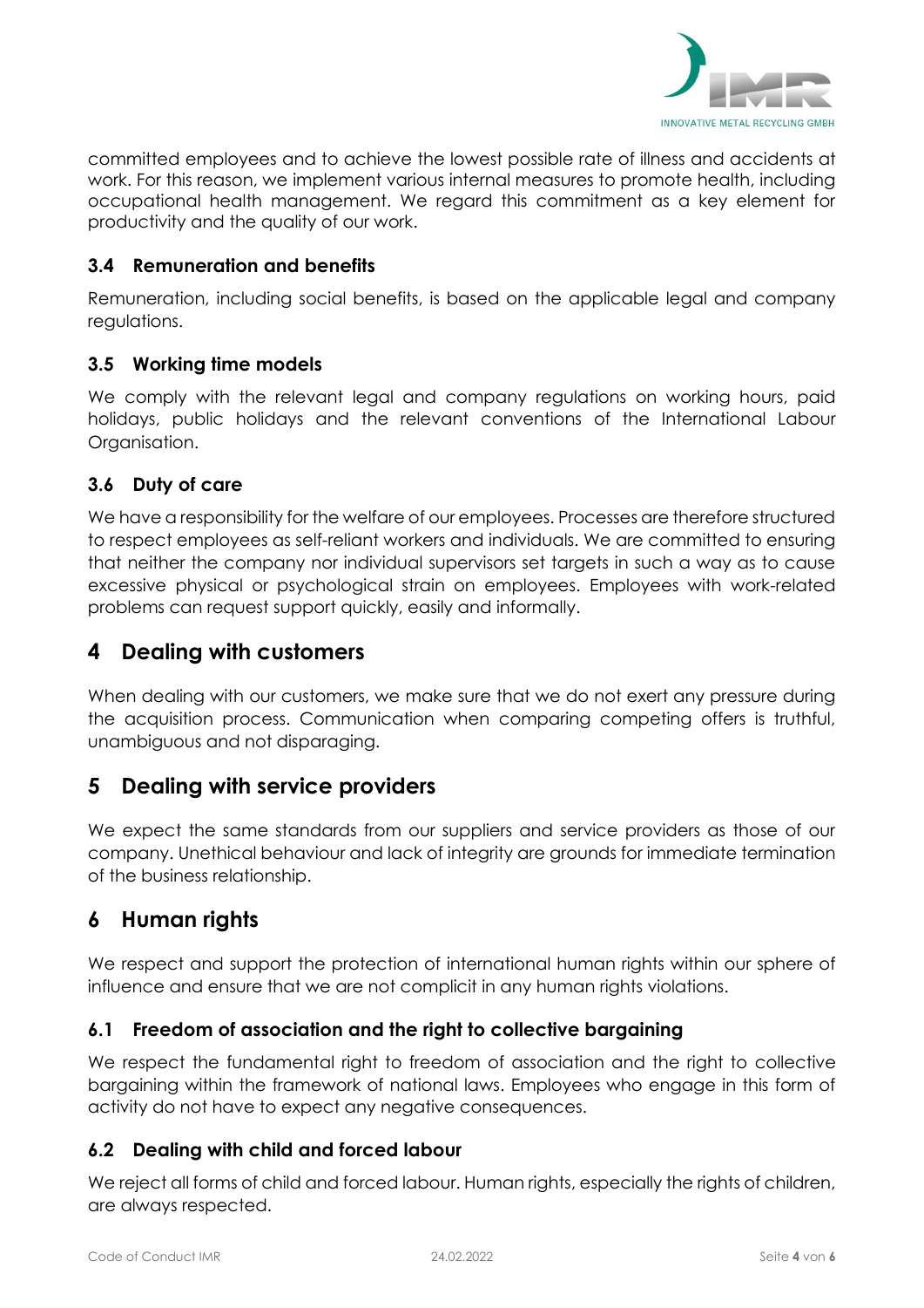committed employees and to achieve the lowest possible rate of illness and accidents at work. For this reason, we implement various internal measures to promote health, including occupational health management. We regard this commitment as a key element for productivity and the quality of our work.

### 3.4 Remuneration and benefits

Remuneration, including social benefits, is based on the applicable legal and company regulations.

### 3.5 Working time models

We comply with the relevant legal and company regulations on working hours, paid holidays, public holidays and the relevant conventions of the International Labour Organisation.

### 3.6 Duty of care

We have a responsibility for the welfare of our employees. Processes are therefore structured to respect employees as self-reliant workers and individuals. We are committed to ensuring that neither the company nor individual supervisors set targets in such a way as to cause excessive physical or psychological strain on employees. Employees with work-related problems can request support quickly, easily and informally.

## 4 Dealing with customers

When dealing with our customers, we make sure that we do not exert any pressure during the acquisition process. Communication when comparing competing offers is truthful, unambiguous and not disparaging.

## 5 Dealing with service providers

We expect the same standards from our suppliers and service providers as those of our company. Unethical behaviour and lack of integrity are grounds for immediate termination of the business relationship.

## 6 Human rights

We respect and support the protection of international human rights within our sphere of influence and ensure that we are not complicit in any human rights violations.

### 6.1 Freedom of association and the right to collective bargaining

We respect the fundamental right to freedom of association and the right to collective bargaining within the framework of national laws. Employees who engage in this form of activity do not have to expect any negative consequences.

### 6.2 Dealing with child and forced labour

We reject all forms of child and forced labour. Human rights, especially the rights of children, are always respected.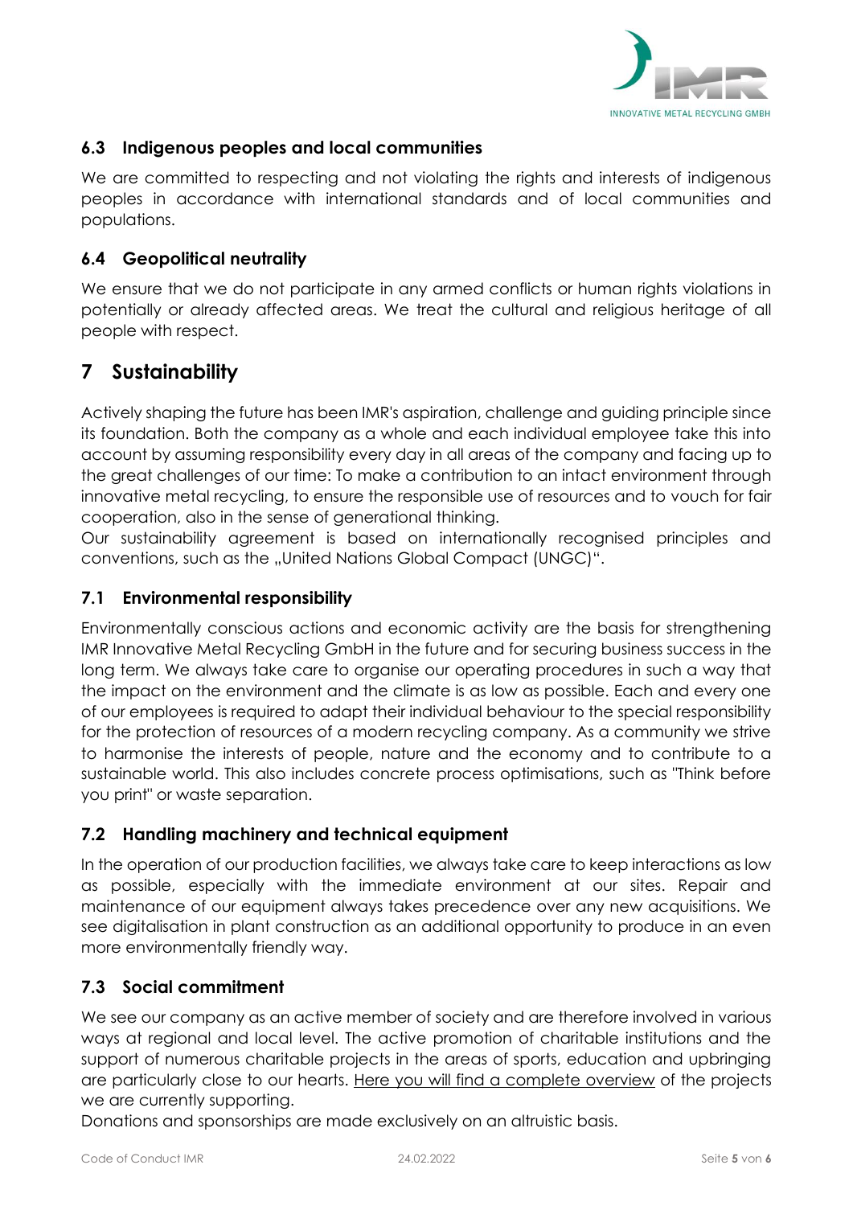### 6.3 Indigenous peoples and local communities

We are committed to respecting and not violating the rights and interests of indigenous peoples in accordance with international standards and of local communities and populations.

### 6.4 Geopolitical neutrality

We ensure that we do not participate in any armed conflicts or human rights violations in potentially or already affected areas. We treat the cultural and religious heritage of all people with respect.

## 7 Sustainability

Actively shaping the future has been IMR's aspiration, challenge and guiding principle since its foundation. Both the company as a whole and each individual employee take this into account by assuming responsibility every day in all areas of the company and facing up to the great challenges of our time: To make a contribution to an intact environment through innovative metal recycling, to ensure the responsible use of resources and to vouch for fair cooperation, also in the sense of generational thinking.
Our sustainability agreement is based on internationally recognised principles and conventions, such as the „United Nations Global Compact (UNGC)“.

### 7.1 Environmental responsibility

Environmentally conscious actions and economic activity are the basis for strengthening IMR Innovative Metal Recycling GmbH in the future and for securing business success in the long term. We always take care to organise our operating procedures in such a way that the impact on the environment and the climate is as low as possible. Each and every one of our employees is required to adapt their individual behaviour to the special responsibility for the protection of resources of a modern recycling company. As a community we strive to harmonise the interests of people, nature and the economy and to contribute to a sustainable world. This also includes concrete process optimisations, such as "Think before you print" or waste separation.

### 7.2 Handling machinery and technical equipment

In the operation of our production facilities, we always take care to keep interactions as low as possible, especially with the immediate environment at our sites. Repair and maintenance of our equipment always takes precedence over any new acquisitions. We see digitalisation in plant construction as an additional opportunity to produce in an even more environmentally friendly way.

### 7.3 Social commitment

We see our company as an active member of society and are therefore involved in various ways at regional and local level. The active promotion of charitable institutions and the support of numerous charitable projects in the areas of sports, education and upbringing are particularly close to our hearts. Here you will find a complete overview of the projects we are currently supporting.
Donations and sponsorships are made exclusively on an altruistic basis.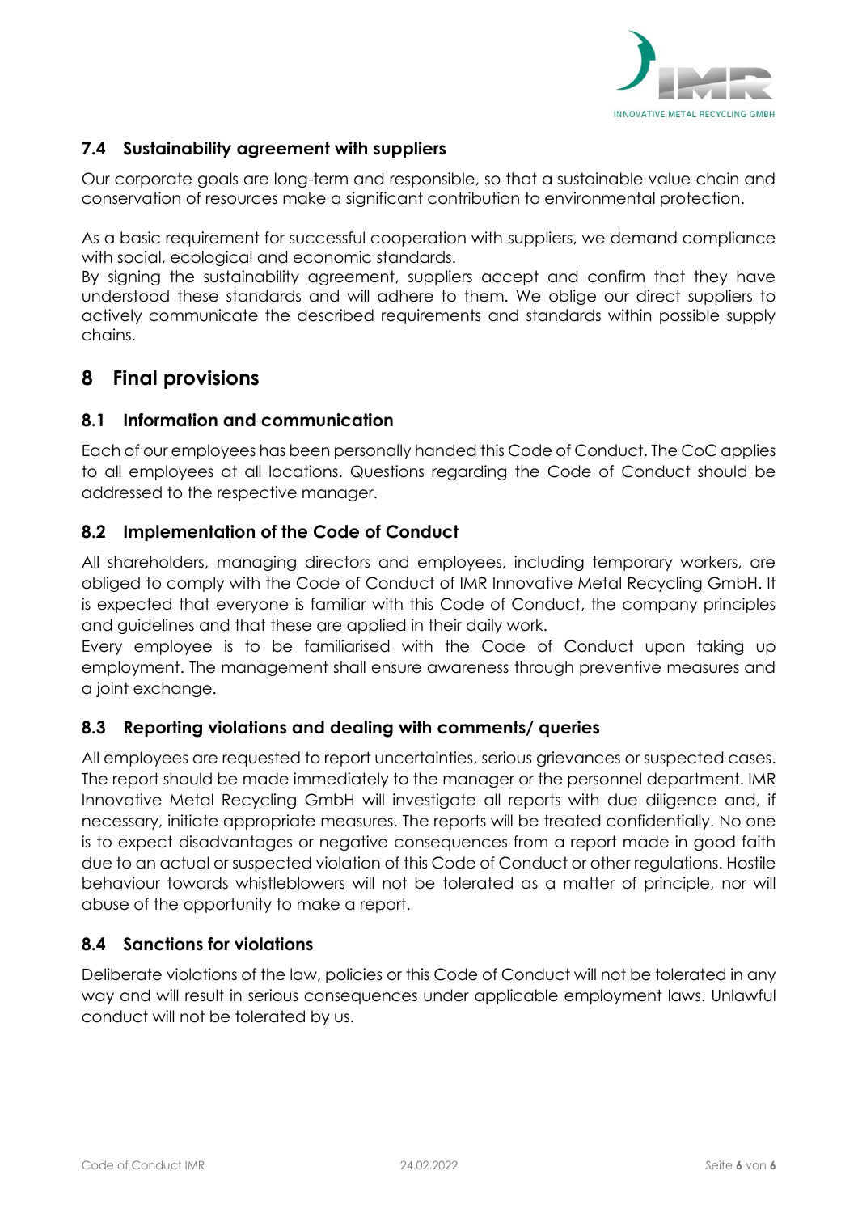### 7.4 Sustainability agreement with suppliers

Our corporate goals are long-term and responsible, so that a sustainable value chain and conservation of resources make a significant contribution to environmental protection.

As a basic requirement for successful cooperation with suppliers, we demand compliance with social, ecological and economic standards.
By signing the sustainability agreement, suppliers accept and confirm that they have understood these standards and will adhere to them. We oblige our direct suppliers to actively communicate the described requirements and standards within possible supply chains.

## 8 Final provisions

### 8.1 Information and communication

Each of our employees has been personally handed this Code of Conduct. The CoC applies to all employees at all locations. Questions regarding the Code of Conduct should be addressed to the respective manager.

### 8.2 Implementation of the Code of Conduct

All shareholders, managing directors and employees, including temporary workers, are obliged to comply with the Code of Conduct of IMR Innovative Metal Recycling GmbH. It is expected that everyone is familiar with this Code of Conduct, the company principles and guidelines and that these are applied in their daily work.
Every employee is to be familiarised with the Code of Conduct upon taking up employment. The management shall ensure awareness through preventive measures and a joint exchange.

### 8.3 Reporting violations and dealing with comments/ queries

All employees are requested to report uncertainties, serious grievances or suspected cases. The report should be made immediately to the manager or the personnel department. IMR Innovative Metal Recycling GmbH will investigate all reports with due diligence and, if necessary, initiate appropriate measures. The reports will be treated confidentially. No one is to expect disadvantages or negative consequences from a report made in good faith due to an actual or suspected violation of this Code of Conduct or other regulations. Hostile behaviour towards whistleblowers will not be tolerated as a matter of principle, nor will abuse of the opportunity to make a report.

### 8.4 Sanctions for violations

Deliberate violations of the law, policies or this Code of Conduct will not be tolerated in any way and will result in serious consequences under applicable employment laws. Unlawful conduct will not be tolerated by us.